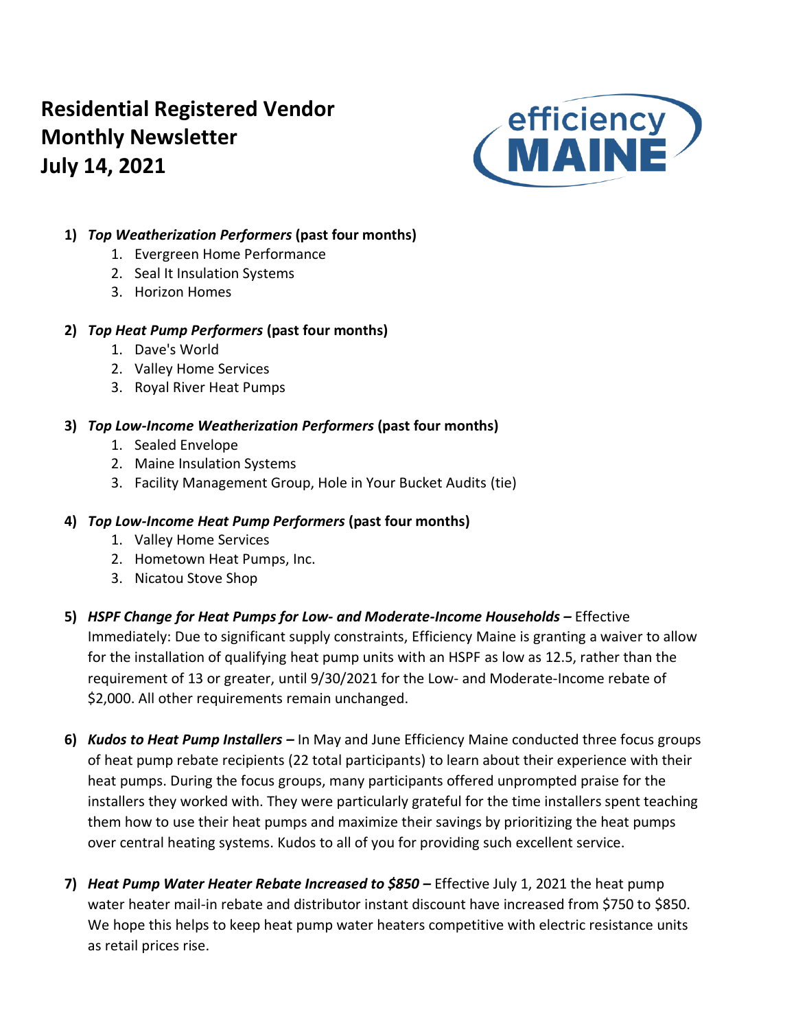# Residential Registered Vendor Monthly Newsletter July 14, 2021

efficiency MAINE

1) ***Top Weatherization Performers*** **(past four months)**
    1. Evergreen Home Performance
    2. Seal It Insulation Systems
    3. Horizon Homes

2) ***Top Heat Pump Performers*** **(past four months)**
    1. Dave's World
    2. Valley Home Services
    3. Royal River Heat Pumps

3) ***Top Low-Income Weatherization Performers*** **(past four months)**
    1. Sealed Envelope
    2. Maine Insulation Systems
    3. Facility Management Group, Hole in Your Bucket Audits (tie)

4) ***Top Low-Income Heat Pump Performers*** **(past four months)**
    1. Valley Home Services
    2. Hometown Heat Pumps, Inc.
    3. Nicatou Stove Shop

5) ***HSPF Change for Heat Pumps for Low- and Moderate-Income Households*** **–** Effective Immediately: Due to significant supply constraints, Efficiency Maine is granting a waiver to allow for the installation of qualifying heat pump units with an HSPF as low as 12.5, rather than the requirement of 13 or greater, until 9/30/2021 for the Low- and Moderate-Income rebate of $2,000. All other requirements remain unchanged.

6) ***Kudos to Heat Pump Installers*** **–** In May and June Efficiency Maine conducted three focus groups of heat pump rebate recipients (22 total participants) to learn about their experience with their heat pumps. During the focus groups, many participants offered unprompted praise for the installers they worked with. They were particularly grateful for the time installers spent teaching them how to use their heat pumps and maximize their savings by prioritizing the heat pumps over central heating systems. Kudos to all of you for providing such excellent service.

7) ***Heat Pump Water Heater Rebate Increased to $850*** **–** Effective July 1, 2021 the heat pump water heater mail-in rebate and distributor instant discount have increased from $750 to $850. We hope this helps to keep heat pump water heaters competitive with electric resistance units as retail prices rise.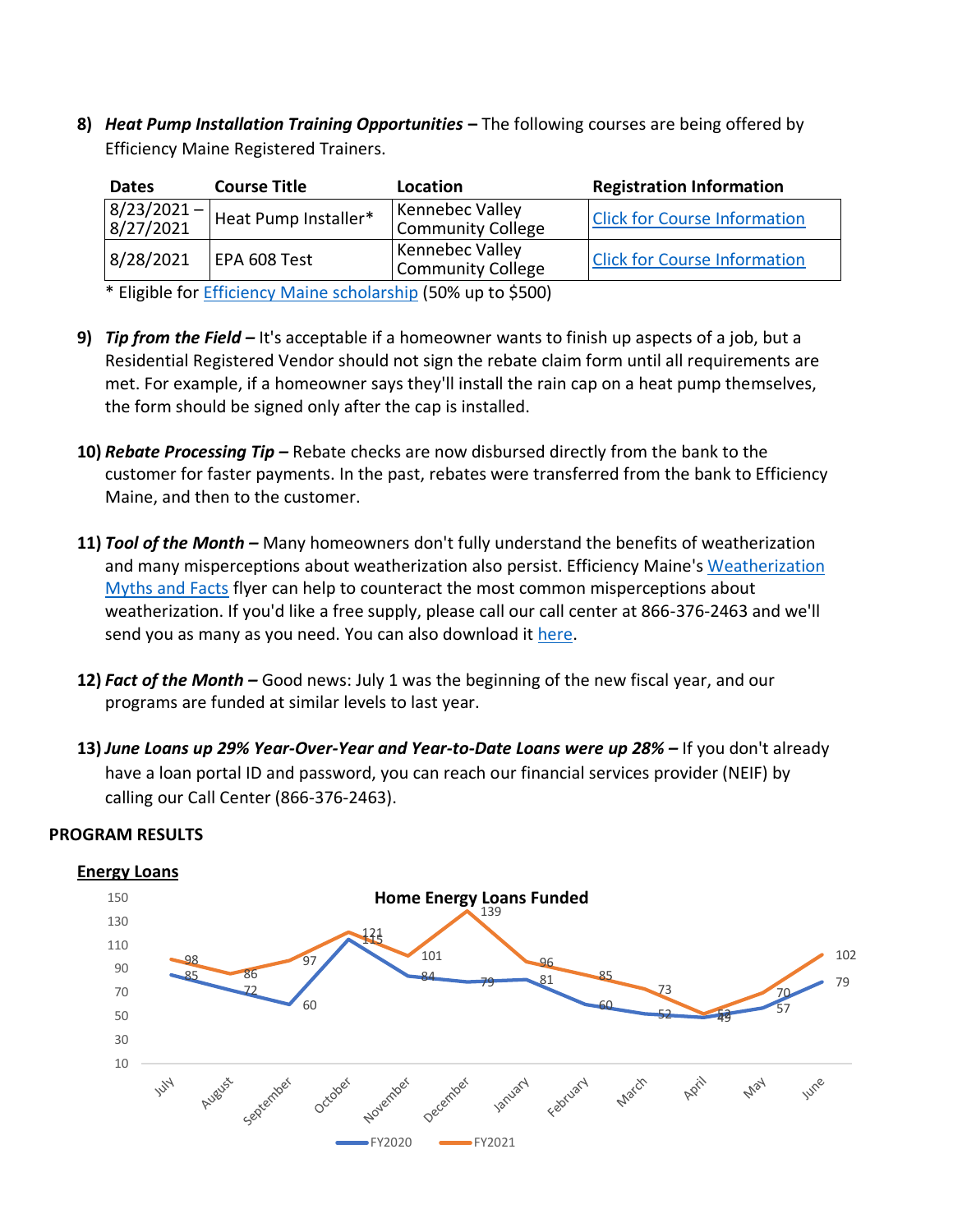8) ***Heat Pump Installation Training Opportunities –*** The following courses are being offered by Efficiency Maine Registered Trainers.

| Dates | Course Title | Location | Registration Information |
|---|---|---|---|
| 8/23/2021 – 8/27/2021 | Heat Pump Installer* | Kennebec Valley Community College | Click for Course Information |
| 8/28/2021 | EPA 608 Test | Kennebec Valley Community College | Click for Course Information |

\* Eligible for Efficiency Maine scholarship (50% up to $500)

9) ***Tip from the Field –*** It's acceptable if a homeowner wants to finish up aspects of a job, but a Residential Registered Vendor should not sign the rebate claim form until all requirements are met. For example, if a homeowner says they'll install the rain cap on a heat pump themselves, the form should be signed only after the cap is installed.

10) ***Rebate Processing Tip –*** Rebate checks are now disbursed directly from the bank to the customer for faster payments. In the past, rebates were transferred from the bank to Efficiency Maine, and then to the customer.

11) ***Tool of the Month –*** Many homeowners don't fully understand the benefits of weatherization and many misperceptions about weatherization also persist. Efficiency Maine's Weatherization Myths and Facts flyer can help to counteract the most common misperceptions about weatherization. If you'd like a free supply, please call our call center at 866-376-2463 and we'll send you as many as you need. You can also download it here.

12) ***Fact of the Month –*** Good news: July 1 was the beginning of the new fiscal year, and our programs are funded at similar levels to last year.

13) ***June Loans up 29% Year-Over-Year and Year-to-Date Loans were up 28% –*** If you don't already have a loan portal ID and password, you can reach our financial services provider (NEIF) by calling our Call Center (866-376-2463).

**PROGRAM RESULTS**

**Energy Loans**

**Home Energy Loans Funded**

| Month | FY2020 | FY2021 |
|---|---|---|
| July | 85 | 98 |
| August | 72 | 86 |
| September | 60 | 97 |
| October | 115 | 121 |
| November | 84 | 101 |
| December | 79 | 139 |
| January | 81 | 96 |
| February | 60 | 85 |
| March | 52 | 73 |
| April | 49 | 52 |
| May | 57 | 70 |
| June | 79 | 102 |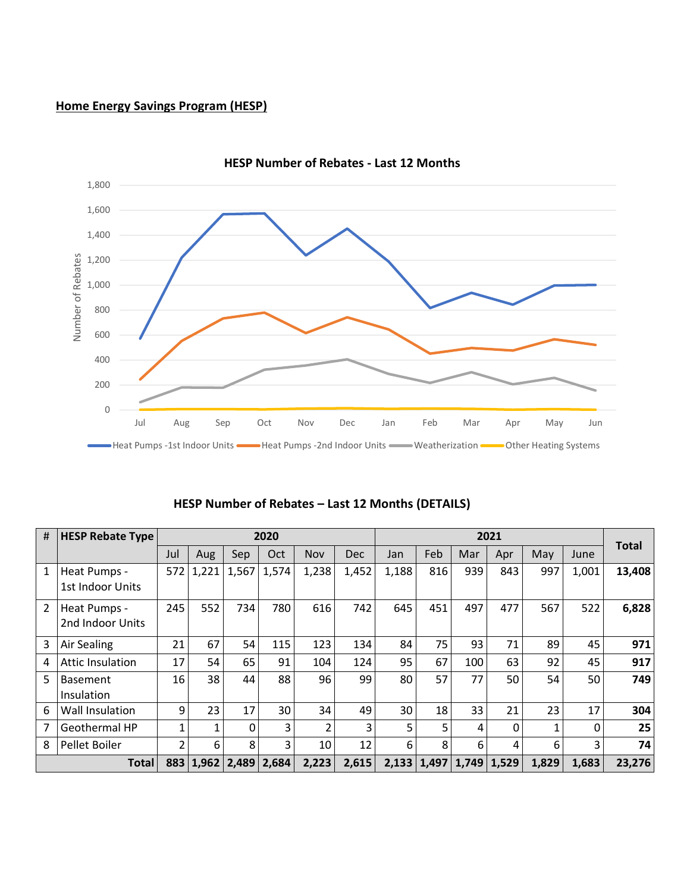**Home Energy Savings Program (HESP)**

HESP Number of Rebates - Last 12 Months

Number of Rebates

Jul Aug Sep Oct Nov Dec Jan Feb Mar Apr May Jun

Heat Pumps -1st Indoor Units | Heat Pumps -2nd Indoor Units | Weatherization | Other Heating Systems

**HESP Number of Rebates – Last 12 Months (DETAILS)**

| # | HESP Rebate Type | 2020 | | | | | | 2021 | | | | | | Total |
|---|---|---|---|---|---|---|---|---|---|---|---|---|---|---|
| | | Jul | Aug | Sep | Oct | Nov | Dec | Jan | Feb | Mar | Apr | May | June | |
| 1 | Heat Pumps - 1st Indoor Units | 572 | 1,221 | 1,567 | 1,574 | 1,238 | 1,452 | 1,188 | 816 | 939 | 843 | 997 | 1,001 | **13,408** |
| 2 | Heat Pumps - 2nd Indoor Units | 245 | 552 | 734 | 780 | 616 | 742 | 645 | 451 | 497 | 477 | 567 | 522 | **6,828** |
| 3 | Air Sealing | 21 | 67 | 54 | 115 | 123 | 134 | 84 | 75 | 93 | 71 | 89 | 45 | **971** |
| 4 | Attic Insulation | 17 | 54 | 65 | 91 | 104 | 124 | 95 | 67 | 100 | 63 | 92 | 45 | **917** |
| 5 | Basement Insulation | 16 | 38 | 44 | 88 | 96 | 99 | 80 | 57 | 77 | 50 | 54 | 50 | **749** |
| 6 | Wall Insulation | 9 | 23 | 17 | 30 | 34 | 49 | 30 | 18 | 33 | 21 | 23 | 17 | **304** |
| 7 | Geothermal HP | 1 | 1 | 0 | 3 | 2 | 3 | 5 | 5 | 4 | 0 | 1 | 0 | **25** |
| 8 | Pellet Boiler | 2 | 6 | 8 | 3 | 10 | 12 | 6 | 8 | 6 | 4 | 6 | 3 | **74** |
| | **Total** | **883** | **1,962** | **2,489** | **2,684** | **2,223** | **2,615** | **2,133** | **1,497** | **1,749** | **1,529** | **1,829** | **1,683** | **23,276** |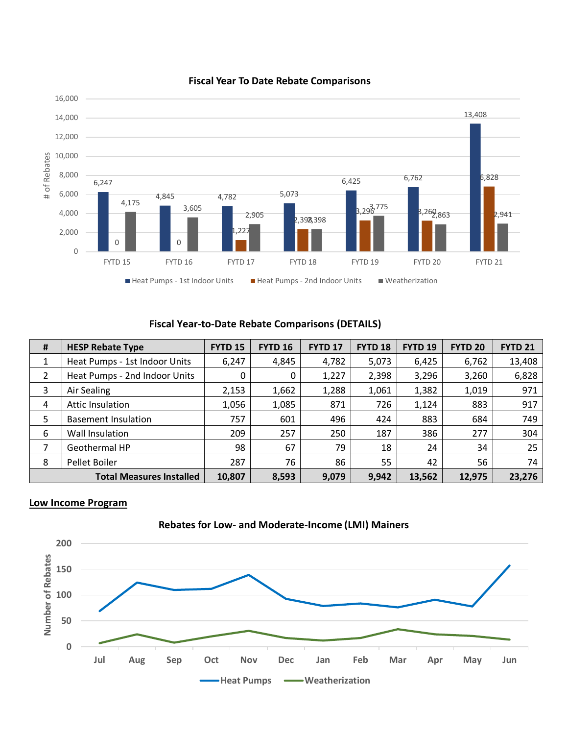## Fiscal Year To Date Rebate Comparisons

| | FYTD 15 | FYTD 16 | FYTD 17 | FYTD 18 | FYTD 19 | FYTD 20 | FYTD 21 |
|---|---|---|---|---|---|---|---|
| Heat Pumps - 1st Indoor Units | 6,247 | 4,845 | 4,782 | 5,073 | 6,425 | 6,762 | 13,408 |
| Heat Pumps - 2nd Indoor Units | 0 | 0 | 1,227 | 2,398 | 3,296 | 3,260 | 6,828 |
| Weatherization | 4,175 | 3,605 | 2,905 | 2,398 | 3,775 | 2,863 | 2,941 |

## Fiscal Year-to-Date Rebate Comparisons (DETAILS)

| # | HESP Rebate Type | FYTD 15 | FYTD 16 | FYTD 17 | FYTD 18 | FYTD 19 | FYTD 20 | FYTD 21 |
|---|---|---|---|---|---|---|---|---|
| 1 | Heat Pumps - 1st Indoor Units | 6,247 | 4,845 | 4,782 | 5,073 | 6,425 | 6,762 | 13,408 |
| 2 | Heat Pumps - 2nd Indoor Units | 0 | 0 | 1,227 | 2,398 | 3,296 | 3,260 | 6,828 |
| 3 | Air Sealing | 2,153 | 1,662 | 1,288 | 1,061 | 1,382 | 1,019 | 971 |
| 4 | Attic Insulation | 1,056 | 1,085 | 871 | 726 | 1,124 | 883 | 917 |
| 5 | Basement Insulation | 757 | 601 | 496 | 424 | 883 | 684 | 749 |
| 6 | Wall Insulation | 209 | 257 | 250 | 187 | 386 | 277 | 304 |
| 7 | Geothermal HP | 98 | 67 | 79 | 18 | 24 | 34 | 25 |
| 8 | Pellet Boiler | 287 | 76 | 86 | 55 | 42 | 56 | 74 |
| | **Total Measures Installed** | **10,807** | **8,593** | **9,079** | **9,942** | **13,562** | **12,975** | **23,276** |

**Low Income Program**

### Rebates for Low- and Moderate-Income (LMI) Mainers

(Line chart: Number of Rebates by month, Jul–Jun, for Heat Pumps and Weatherization)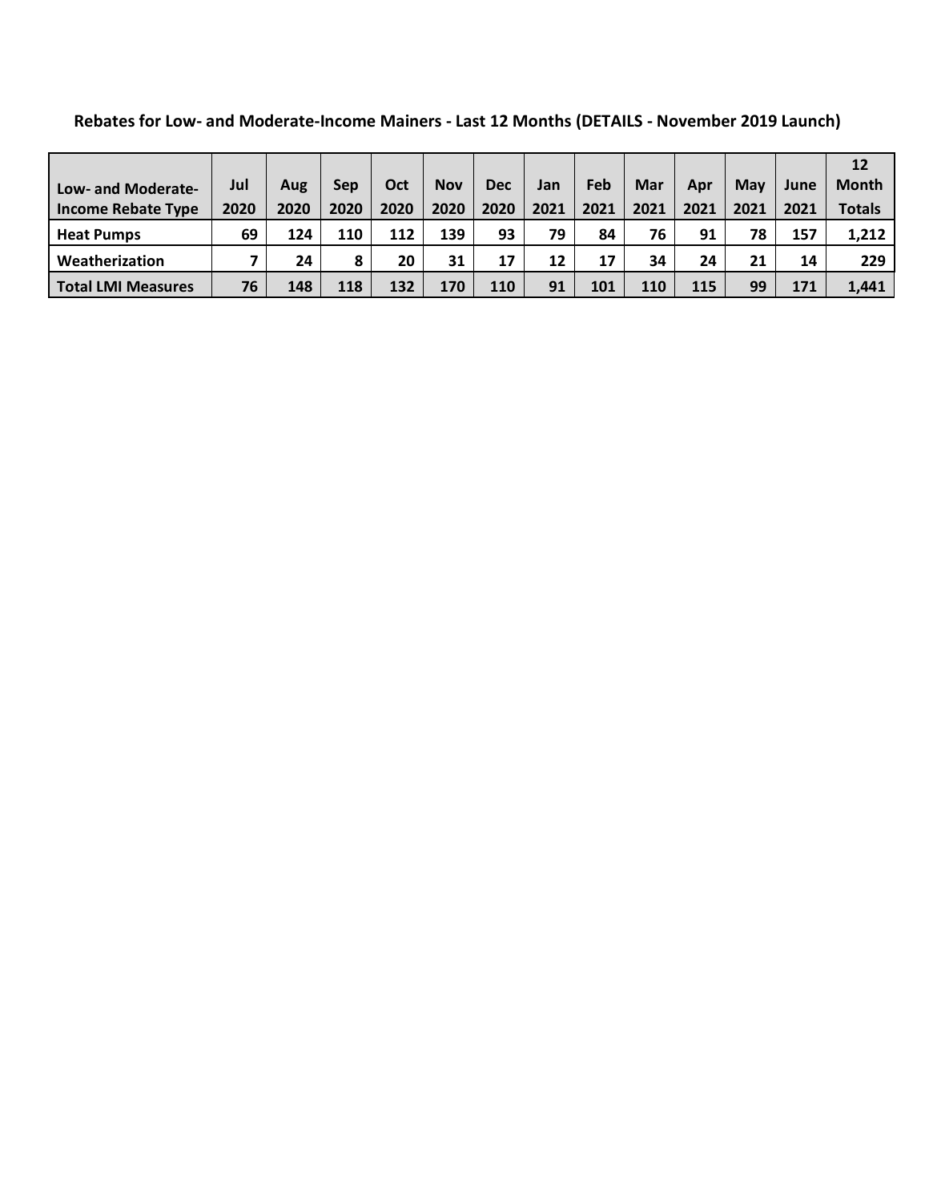**Rebates for Low- and Moderate-Income Mainers - Last 12 Months (DETAILS - November 2019 Launch)**

| Low- and Moderate-Income Rebate Type | Jul 2020 | Aug 2020 | Sep 2020 | Oct 2020 | Nov 2020 | Dec 2020 | Jan 2021 | Feb 2021 | Mar 2021 | Apr 2021 | May 2021 | June 2021 | 12 Month Totals |
|---|---|---|---|---|---|---|---|---|---|---|---|---|---|
| **Heat Pumps** | 69 | 124 | 110 | 112 | 139 | 93 | 79 | 84 | 76 | 91 | 78 | 157 | 1,212 |
| **Weatherization** | 7 | 24 | 8 | 20 | 31 | 17 | 12 | 17 | 34 | 24 | 21 | 14 | 229 |
| **Total LMI Measures** | 76 | 148 | 118 | 132 | 170 | 110 | 91 | 101 | 110 | 115 | 99 | 171 | 1,441 |